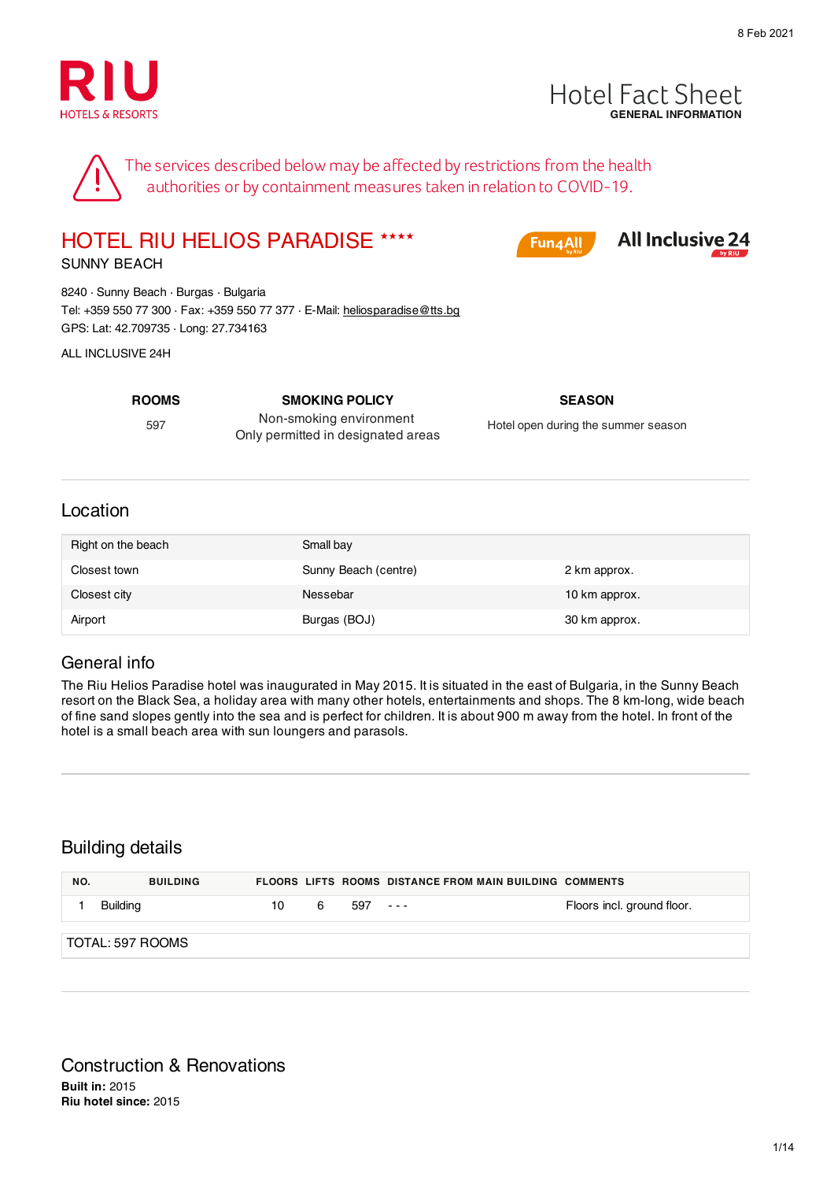8 Feb 2021

RIU HOTELS & RESORTS

# Hotel Fact Sheet
**GENERAL INFORMATION**

The services described below may be affected by restrictions from the health authorities or by containment measures taken in relation to COVID-19.

## HOTEL RIU HELIOS PARADISE ****

Fun4All · All Inclusive 24 by RIU

SUNNY BEACH

8240 · Sunny Beach · Burgas · Bulgaria
Tel: +359 550 77 300 · Fax: +359 550 77 377 · E-Mail: heliosparadise@tts.bg
GPS: Lat: 42.709735 · Long: 27.734163

ALL INCLUSIVE 24H

| ROOMS | SMOKING POLICY | SEASON |
|---|---|---|
| 597 | Non-smoking environment<br>Only permitted in designated areas | Hotel open during the summer season |

## Location

| | | |
|---|---|---|
| Right on the beach | Small bay | |
| Closest town | Sunny Beach (centre) | 2 km approx. |
| Closest city | Nessebar | 10 km approx. |
| Airport | Burgas (BOJ) | 30 km approx. |

## General info

The Riu Helios Paradise hotel was inaugurated in May 2015. It is situated in the east of Bulgaria, in the Sunny Beach resort on the Black Sea, a holiday area with many other hotels, entertainments and shops. The 8 km-long, wide beach of fine sand slopes gently into the sea and is perfect for children. It is about 900 m away from the hotel. In front of the hotel is a small beach area with sun loungers and parasols.

## Building details

| NO. | BUILDING | FLOORS | LIFTS | ROOMS | DISTANCE FROM MAIN BUILDING | COMMENTS |
|---|---|---|---|---|---|---|
| 1 | Building | 10 | 6 | 597 | - - - | Floors incl. ground floor. |

TOTAL: 597 ROOMS

## Construction & Renovations

**Built in:** 2015
**Riu hotel since:** 2015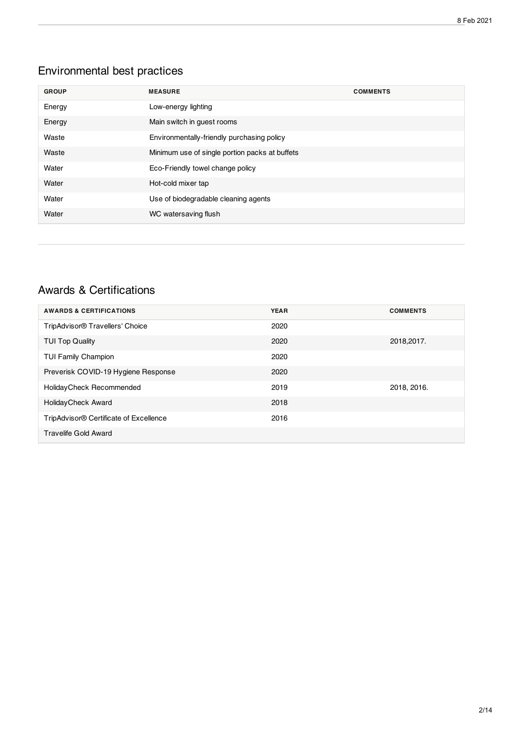## Environmental best practices

| GROUP | MEASURE | COMMENTS |
| --- | --- | --- |
| Energy | Low-energy lighting | |
| Energy | Main switch in guest rooms | |
| Waste | Environmentally-friendly purchasing policy | |
| Waste | Minimum use of single portion packs at buffets | |
| Water | Eco-Friendly towel change policy | |
| Water | Hot-cold mixer tap | |
| Water | Use of biodegradable cleaning agents | |
| Water | WC watersaving flush | |

## Awards & Certifications

| AWARDS & CERTIFICATIONS | YEAR | COMMENTS |
| --- | --- | --- |
| TripAdvisor® Travellers' Choice | 2020 | |
| TUI Top Quality | 2020 | 2018,2017. |
| TUI Family Champion | 2020 | |
| Preverisk COVID-19 Hygiene Response | 2020 | |
| HolidayCheck Recommended | 2019 | 2018, 2016. |
| HolidayCheck Award | 2018 | |
| TripAdvisor® Certificate of Excellence | 2016 | |
| Travelife Gold Award | | |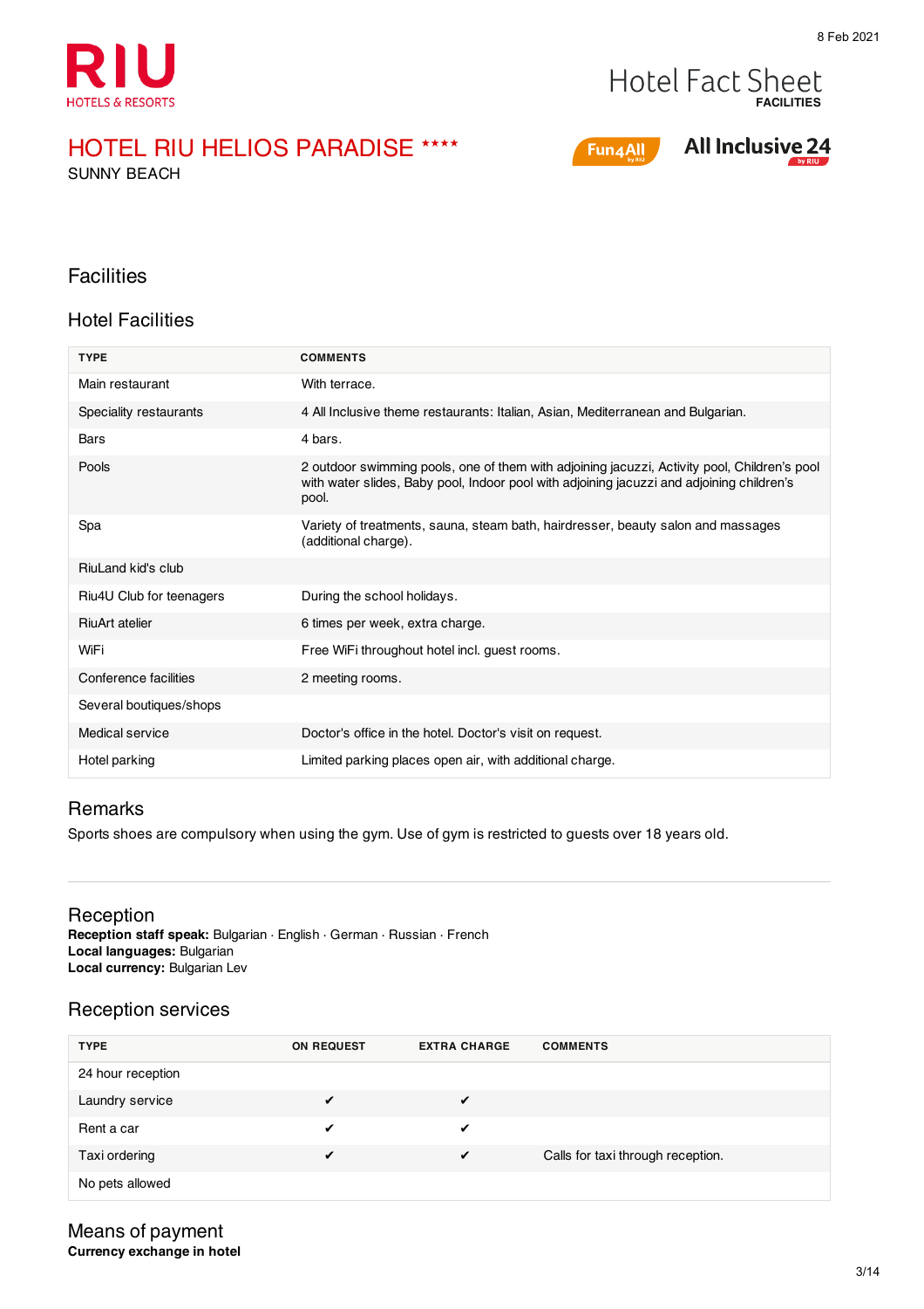# HOTEL RIU HELIOS PARADISE ****

SUNNY BEACH

Hotel Fact Sheet
**FACILITIES**

Fun4All

All Inclusive 24

## Facilities

### Hotel Facilities

| TYPE | COMMENTS |
|---|---|
| Main restaurant | With terrace. |
| Speciality restaurants | 4 All Inclusive theme restaurants: Italian, Asian, Mediterranean and Bulgarian. |
| Bars | 4 bars. |
| Pools | 2 outdoor swimming pools, one of them with adjoining jacuzzi, Activity pool, Children's pool with water slides, Baby pool, Indoor pool with adjoining jacuzzi and adjoining children's pool. |
| Spa | Variety of treatments, sauna, steam bath, hairdresser, beauty salon and massages (additional charge). |
| RiuLand kid's club | |
| Riu4U Club for teenagers | During the school holidays. |
| RiuArt atelier | 6 times per week, extra charge. |
| WiFi | Free WiFi throughout hotel incl. guest rooms. |
| Conference facilities | 2 meeting rooms. |
| Several boutiques/shops | |
| Medical service | Doctor's office in the hotel. Doctor's visit on request. |
| Hotel parking | Limited parking places open air, with additional charge. |

### Remarks

Sports shoes are compulsory when using the gym. Use of gym is restricted to guests over 18 years old.

### Reception

**Reception staff speak:** Bulgarian · English · German · Russian · French
**Local languages:** Bulgarian
**Local currency:** Bulgarian Lev

### Reception services

| TYPE | ON REQUEST | EXTRA CHARGE | COMMENTS |
|---|---|---|---|
| 24 hour reception | | | |
| Laundry service | ✔ | ✔ | |
| Rent a car | ✔ | ✔ | |
| Taxi ordering | ✔ | ✔ | Calls for taxi through reception. |
| No pets allowed | | | |

### Means of payment

**Currency exchange in hotel**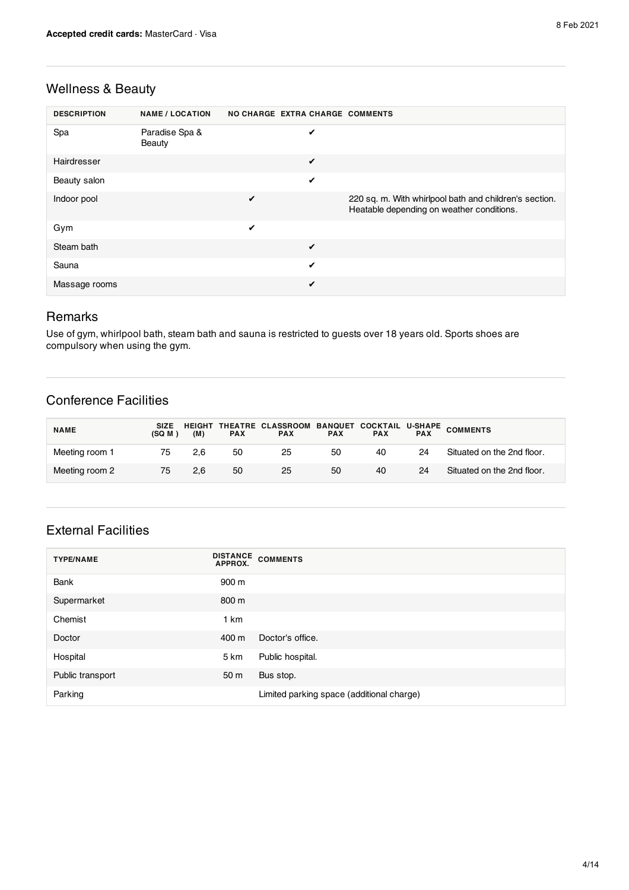**Accepted credit cards:** MasterCard · Visa

## Wellness & Beauty

| DESCRIPTION | NAME / LOCATION | NO CHARGE | EXTRA CHARGE | COMMENTS |
|---|---|---|---|---|
| Spa | Paradise Spa & Beauty | | ✔ | |
| Hairdresser | | | ✔ | |
| Beauty salon | | | ✔ | |
| Indoor pool | | ✔ | | 220 sq. m. With whirlpool bath and children's section. Heatable depending on weather conditions. |
| Gym | | ✔ | | |
| Steam bath | | | ✔ | |
| Sauna | | | ✔ | |
| Massage rooms | | | ✔ | |

## Remarks

Use of gym, whirlpool bath, steam bath and sauna is restricted to guests over 18 years old. Sports shoes are compulsory when using the gym.

## Conference Facilities

| NAME | SIZE (SQ M) | HEIGHT (M) | THEATRE PAX | CLASSROOM PAX | BANQUET PAX | COCKTAIL PAX | U-SHAPE PAX | COMMENTS |
|---|---|---|---|---|---|---|---|---|
| Meeting room 1 | 75 | 2,6 | 50 | 25 | 50 | 40 | 24 | Situated on the 2nd floor. |
| Meeting room 2 | 75 | 2,6 | 50 | 25 | 50 | 40 | 24 | Situated on the 2nd floor. |

## External Facilities

| TYPE/NAME | DISTANCE APPROX. | COMMENTS |
|---|---|---|
| Bank | 900 m | |
| Supermarket | 800 m | |
| Chemist | 1 km | |
| Doctor | 400 m | Doctor's office. |
| Hospital | 5 km | Public hospital. |
| Public transport | 50 m | Bus stop. |
| Parking | | Limited parking space (additional charge) |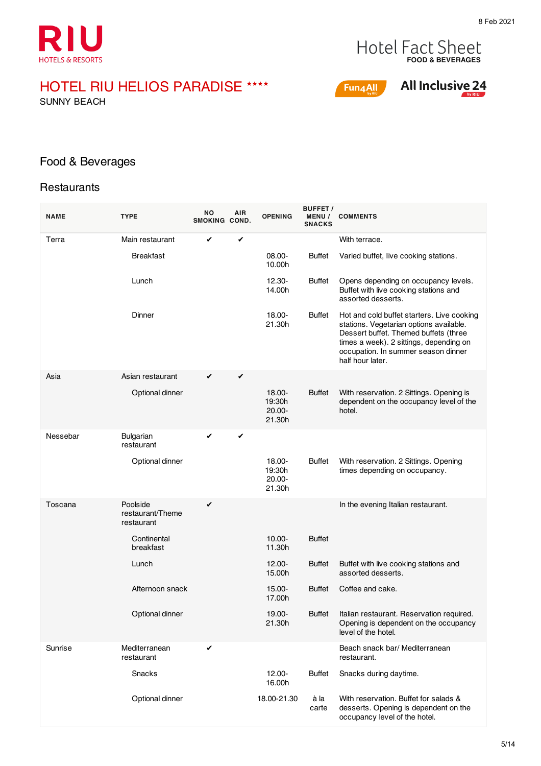HOTEL RIU HELIOS PARADISE ****

SUNNY BEACH

Hotel Fact Sheet
**FOOD & BEVERAGES**

Fun4All | All Inclusive 24 by RIU

8 Feb 2021

# Food & Beverages

## Restaurants

| NAME | TYPE | NO SMOKING | AIR COND. | OPENING | BUFFET / MENU / SNACKS | COMMENTS |
|---|---|---|---|---|---|---|
| Terra | Main restaurant | ✔ | ✔ | | | With terrace. |
| | Breakfast | | | 08.00-10.00h | Buffet | Varied buffet, live cooking stations. |
| | Lunch | | | 12.30-14.00h | Buffet | Opens depending on occupancy levels. Buffet with live cooking stations and assorted desserts. |
| | Dinner | | | 18.00-21.30h | Buffet | Hot and cold buffet starters. Live cooking stations. Vegetarian options available. Dessert buffet. Themed buffets (three times a week). 2 sittings, depending on occupation. In summer season dinner half hour later. |
| Asia | Asian restaurant | ✔ | ✔ | | | |
| | Optional dinner | | | 18.00-19:30h 20.00-21.30h | Buffet | With reservation. 2 Sittings. Opening is dependent on the occupancy level of the hotel. |
| Nessebar | Bulgarian restaurant | ✔ | ✔ | | | |
| | Optional dinner | | | 18.00-19:30h 20.00-21.30h | Buffet | With reservation. 2 Sittings. Opening times depending on occupancy. |
| Toscana | Poolside restaurant/Theme restaurant | ✔ | | | | In the evening Italian restaurant. |
| | Continental breakfast | | | 10.00-11.30h | Buffet | |
| | Lunch | | | 12.00-15.00h | Buffet | Buffet with live cooking stations and assorted desserts. |
| | Afternoon snack | | | 15.00-17.00h | Buffet | Coffee and cake. |
| | Optional dinner | | | 19.00-21.30h | Buffet | Italian restaurant. Reservation required. Opening is dependent on the occupancy level of the hotel. |
| Sunrise | Mediterranean restaurant | ✔ | | | | Beach snack bar/ Mediterranean restaurant. |
| | Snacks | | | 12.00-16.00h | Buffet | Snacks during daytime. |
| | Optional dinner | | | 18.00-21.30 | à la carte | With reservation. Buffet for salads & desserts. Opening is dependent on the occupancy level of the hotel. |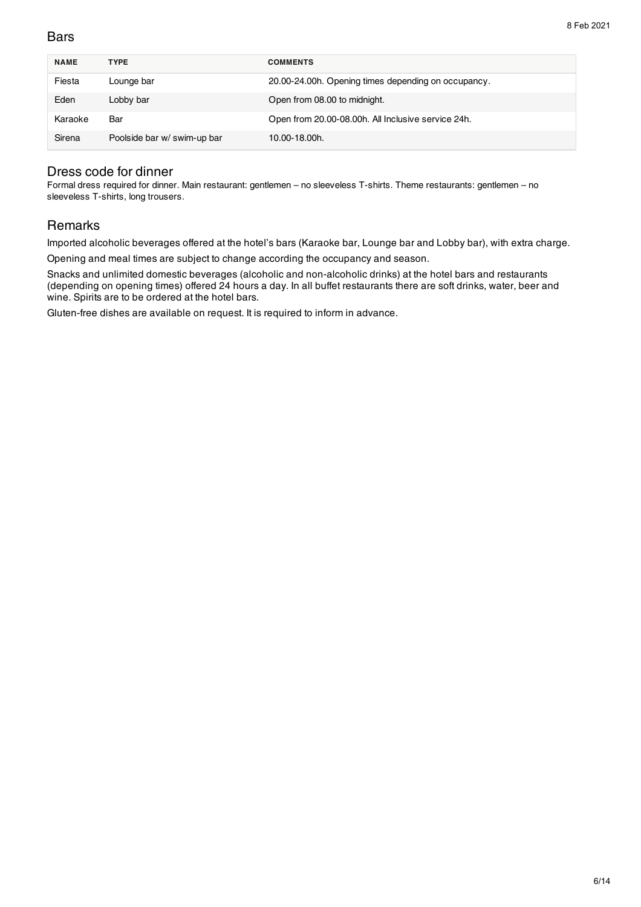## Bars

| NAME | TYPE | COMMENTS |
|---|---|---|
| Fiesta | Lounge bar | 20.00-24.00h. Opening times depending on occupancy. |
| Eden | Lobby bar | Open from 08.00 to midnight. |
| Karaoke | Bar | Open from 20.00-08.00h. All Inclusive service 24h. |
| Sirena | Poolside bar w/ swim-up bar | 10.00-18.00h. |

## Dress code for dinner

Formal dress required for dinner. Main restaurant: gentlemen – no sleeveless T-shirts. Theme restaurants: gentlemen – no sleeveless T-shirts, long trousers.

## Remarks

Imported alcoholic beverages offered at the hotel's bars (Karaoke bar, Lounge bar and Lobby bar), with extra charge.

Opening and meal times are subject to change according the occupancy and season.

Snacks and unlimited domestic beverages (alcoholic and non-alcoholic drinks) at the hotel bars and restaurants (depending on opening times) offered 24 hours a day. In all buffet restaurants there are soft drinks, water, beer and wine. Spirits are to be ordered at the hotel bars.

Gluten-free dishes are available on request. It is required to inform in advance.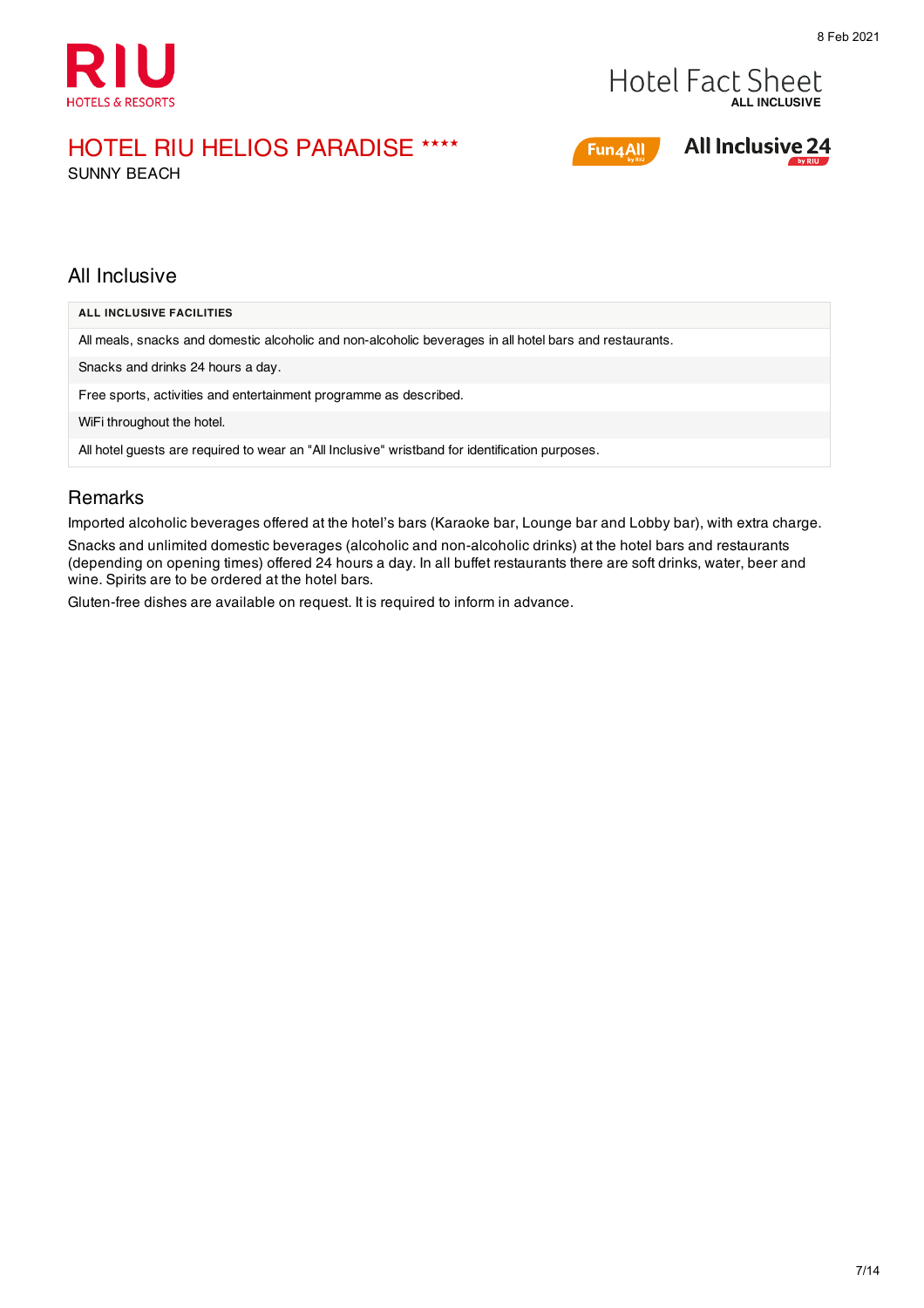# HOTEL RIU HELIOS PARADISE ****

SUNNY BEACH

## All Inclusive

| ALL INCLUSIVE FACILITIES |
|---|
| All meals, snacks and domestic alcoholic and non-alcoholic beverages in all hotel bars and restaurants. |
| Snacks and drinks 24 hours a day. |
| Free sports, activities and entertainment programme as described. |
| WiFi throughout the hotel. |
| All hotel guests are required to wear an "All Inclusive" wristband for identification purposes. |

## Remarks

Imported alcoholic beverages offered at the hotel's bars (Karaoke bar, Lounge bar and Lobby bar), with extra charge.

Snacks and unlimited domestic beverages (alcoholic and non-alcoholic drinks) at the hotel bars and restaurants (depending on opening times) offered 24 hours a day. In all buffet restaurants there are soft drinks, water, beer and wine. Spirits are to be ordered at the hotel bars.

Gluten-free dishes are available on request. It is required to inform in advance.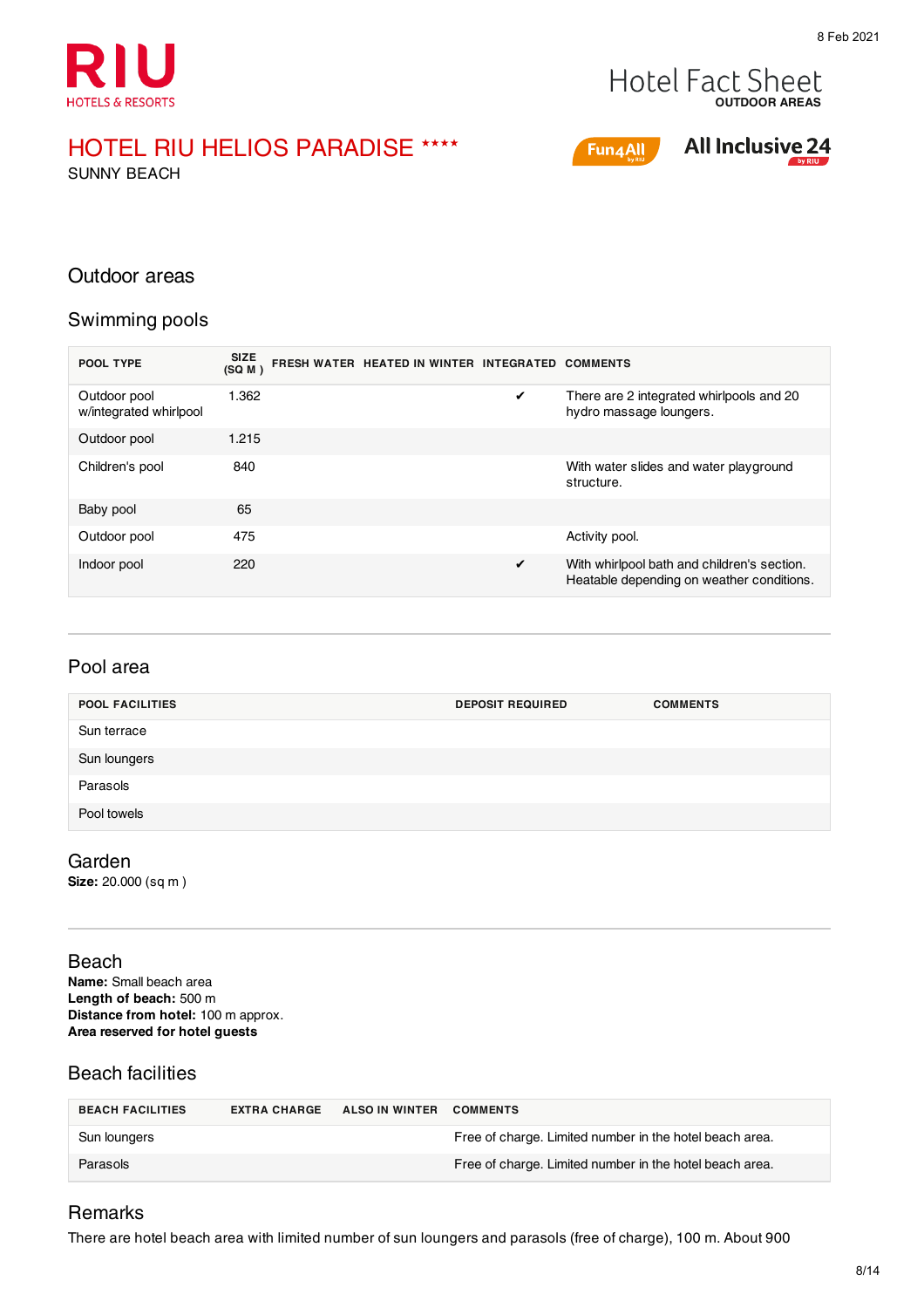# HOTEL RIU HELIOS PARADISE ****

SUNNY BEACH

Fun4All | All Inclusive 24

## Outdoor areas

### Swimming pools

| POOL TYPE | SIZE (SQ M ) | FRESH WATER | HEATED IN WINTER | INTEGRATED | COMMENTS |
|---|---|---|---|---|---|
| Outdoor pool w/integrated whirlpool | 1.362 | | | ✔ | There are 2 integrated whirlpools and 20 hydro massage loungers. |
| Outdoor pool | 1.215 | | | | |
| Children's pool | 840 | | | | With water slides and water playground structure. |
| Baby pool | 65 | | | | |
| Outdoor pool | 475 | | | | Activity pool. |
| Indoor pool | 220 | | | ✔ | With whirlpool bath and children's section. Heatable depending on weather conditions. |

### Pool area

| POOL FACILITIES | DEPOSIT REQUIRED | COMMENTS |
|---|---|---|
| Sun terrace | | |
| Sun loungers | | |
| Parasols | | |
| Pool towels | | |

### Garden

**Size:** 20.000 (sq m )

### Beach

**Name:** Small beach area
**Length of beach:** 500 m
**Distance from hotel:** 100 m approx.
**Area reserved for hotel guests**

### Beach facilities

| BEACH FACILITIES | EXTRA CHARGE | ALSO IN WINTER | COMMENTS |
|---|---|---|---|
| Sun loungers | | | Free of charge. Limited number in the hotel beach area. |
| Parasols | | | Free of charge. Limited number in the hotel beach area. |

### Remarks

There are hotel beach area with limited number of sun loungers and parasols (free of charge), 100 m. About 900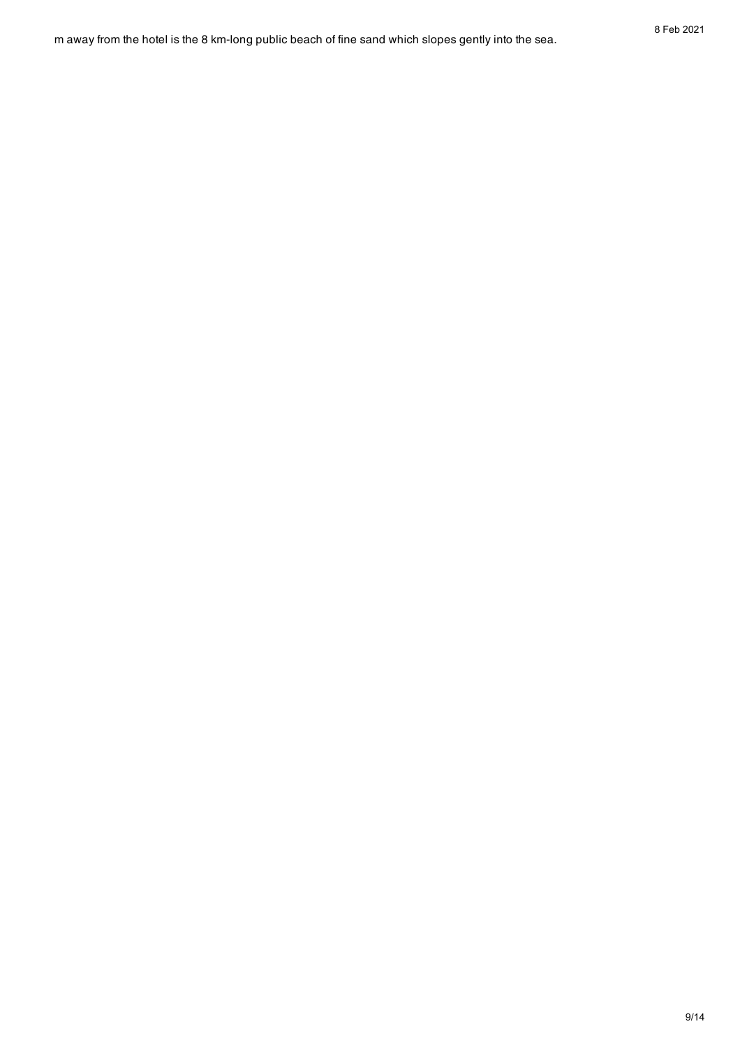m away from the hotel is the 8 km-long public beach of fine sand which slopes gently into the sea.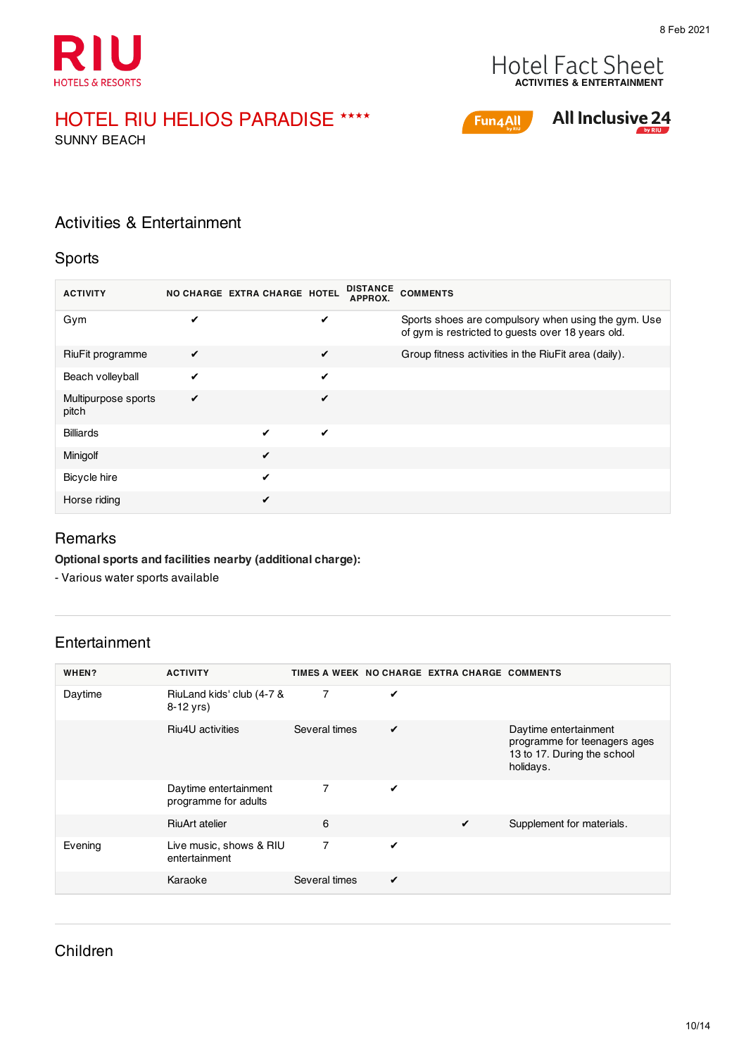# HOTEL RIU HELIOS PARADISE ****

SUNNY BEACH

Hotel Fact Sheet
ACTIVITIES & ENTERTAINMENT

Fun4All | All Inclusive 24

## Activities & Entertainment

### Sports

| ACTIVITY | NO CHARGE | EXTRA CHARGE | HOTEL | DISTANCE APPROX. | COMMENTS |
|---|---|---|---|---|---|
| Gym | ✔ | | ✔ | | Sports shoes are compulsory when using the gym. Use of gym is restricted to guests over 18 years old. |
| RiuFit programme | ✔ | | ✔ | | Group fitness activities in the RiuFit area (daily). |
| Beach volleyball | ✔ | | ✔ | | |
| Multipurpose sports pitch | ✔ | | ✔ | | |
| Billiards | | ✔ | ✔ | | |
| Minigolf | | ✔ | | | |
| Bicycle hire | | ✔ | | | |
| Horse riding | | ✔ | | | |

### Remarks

**Optional sports and facilities nearby (additional charge):**

- Various water sports available

### Entertainment

| WHEN? | ACTIVITY | TIMES A WEEK | NO CHARGE | EXTRA CHARGE | COMMENTS |
|---|---|---|---|---|---|
| Daytime | RiuLand kids' club (4-7 & 8-12 yrs) | 7 | ✔ | | |
| | Riu4U activities | Several times | ✔ | | Daytime entertainment programme for teenagers ages 13 to 17. During the school holidays. |
| | Daytime entertainment programme for adults | 7 | ✔ | | |
| | RiuArt atelier | 6 | | ✔ | Supplement for materials. |
| Evening | Live music, shows & RIU entertainment | 7 | ✔ | | |
| | Karaoke | Several times | ✔ | | |

### Children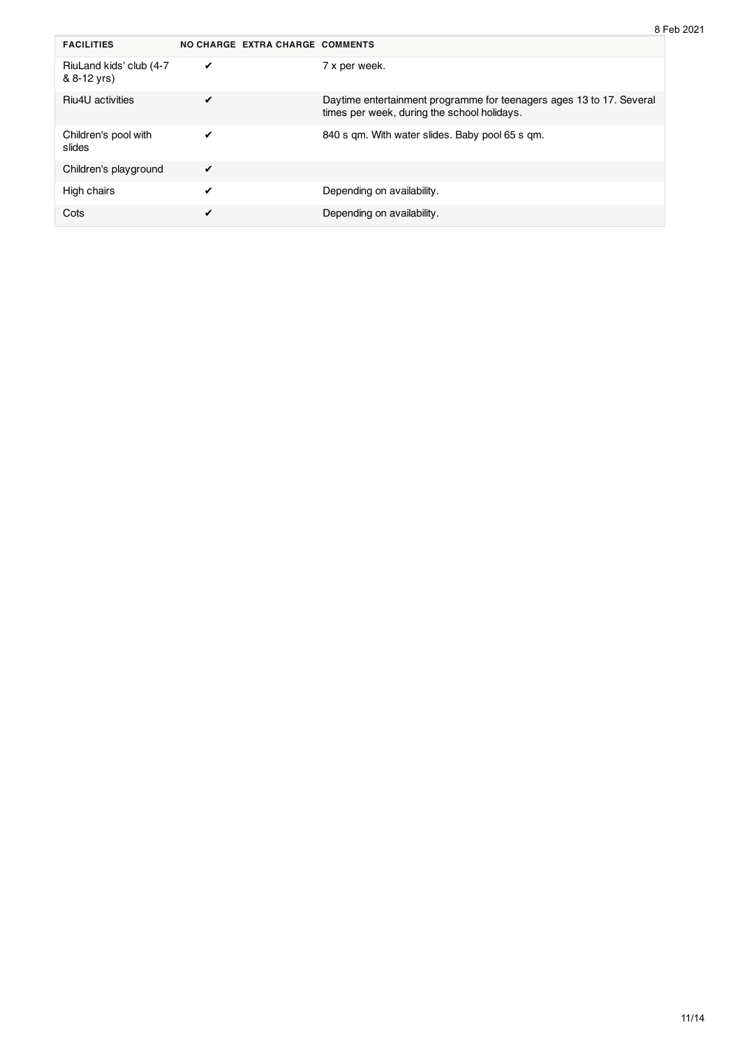| FACILITIES | NO CHARGE | EXTRA CHARGE | COMMENTS |
| --- | --- | --- | --- |
| RiuLand kids' club (4-7 & 8-12 yrs) | ✔ | | 7 x per week. |
| Riu4U activities | ✔ | | Daytime entertainment programme for teenagers ages 13 to 17. Several times per week, during the school holidays. |
| Children's pool with slides | ✔ | | 840 s qm. With water slides. Baby pool 65 s qm. |
| Children's playground | ✔ | | |
| High chairs | ✔ | | Depending on availability. |
| Cots | ✔ | | Depending on availability. |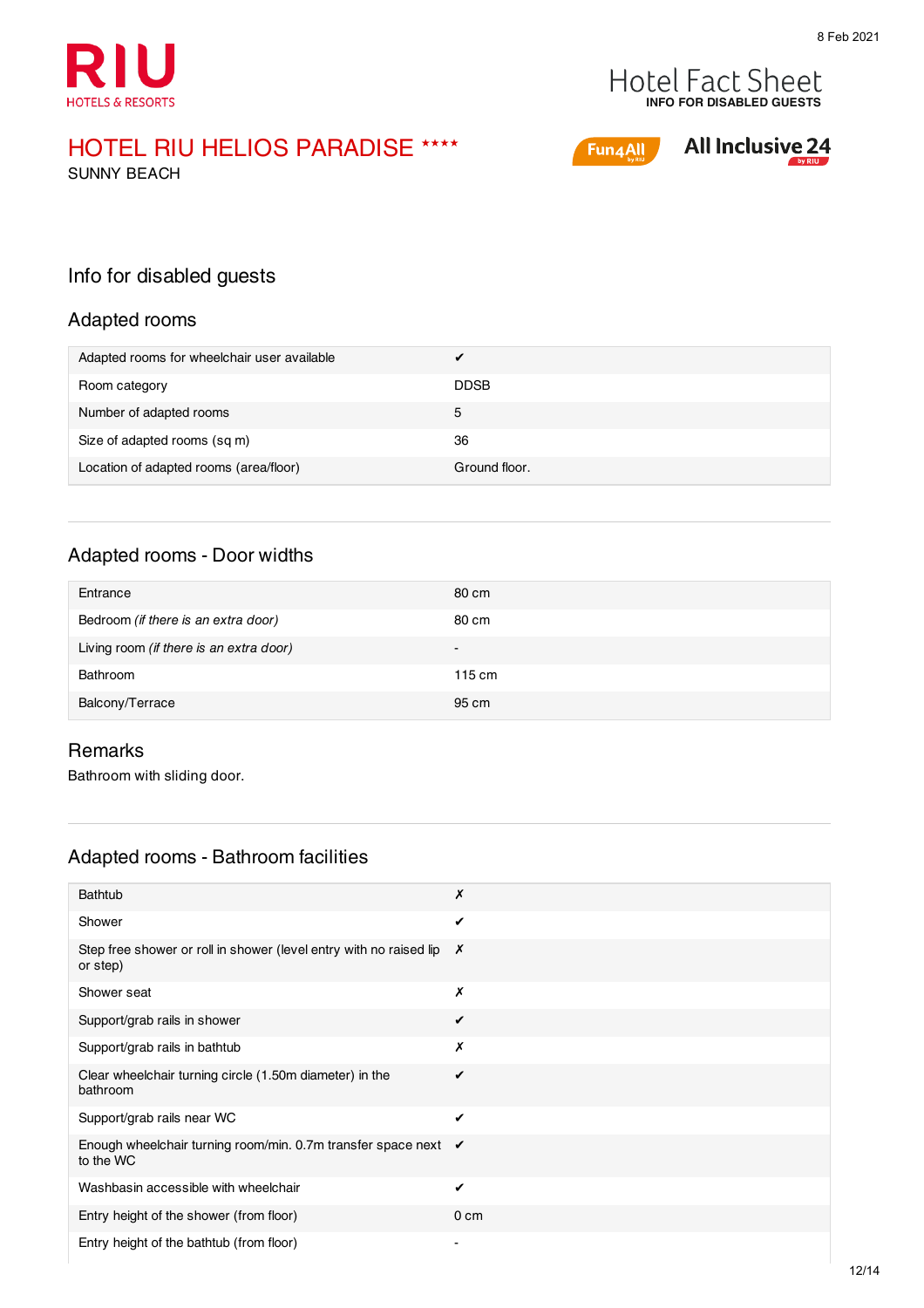# HOTEL RIU HELIOS PARADISE ****

SUNNY BEACH

Hotel Fact Sheet
**INFO FOR DISABLED GUESTS**

Fun4All — All Inclusive 24

## Info for disabled guests

### Adapted rooms

| | |
|---|---|
| Adapted rooms for wheelchair user available | ✔ |
| Room category | DDSB |
| Number of adapted rooms | 5 |
| Size of adapted rooms (sq m) | 36 |
| Location of adapted rooms (area/floor) | Ground floor. |

### Adapted rooms - Door widths

| | |
|---|---|
| Entrance | 80 cm |
| Bedroom *(if there is an extra door)* | 80 cm |
| Living room *(if there is an extra door)* | - |
| Bathroom | 115 cm |
| Balcony/Terrace | 95 cm |

### Remarks

Bathroom with sliding door.

### Adapted rooms - Bathroom facilities

| | |
|---|---|
| Bathtub | ✗ |
| Shower | ✔ |
| Step free shower or roll in shower (level entry with no raised lip or step) | ✗ |
| Shower seat | ✗ |
| Support/grab rails in shower | ✔ |
| Support/grab rails in bathtub | ✗ |
| Clear wheelchair turning circle (1.50m diameter) in the bathroom | ✔ |
| Support/grab rails near WC | ✔ |
| Enough wheelchair turning room/min. 0.7m transfer space next to the WC | ✔ |
| Washbasin accessible with wheelchair | ✔ |
| Entry height of the shower (from floor) | 0 cm |
| Entry height of the bathtub (from floor) | - |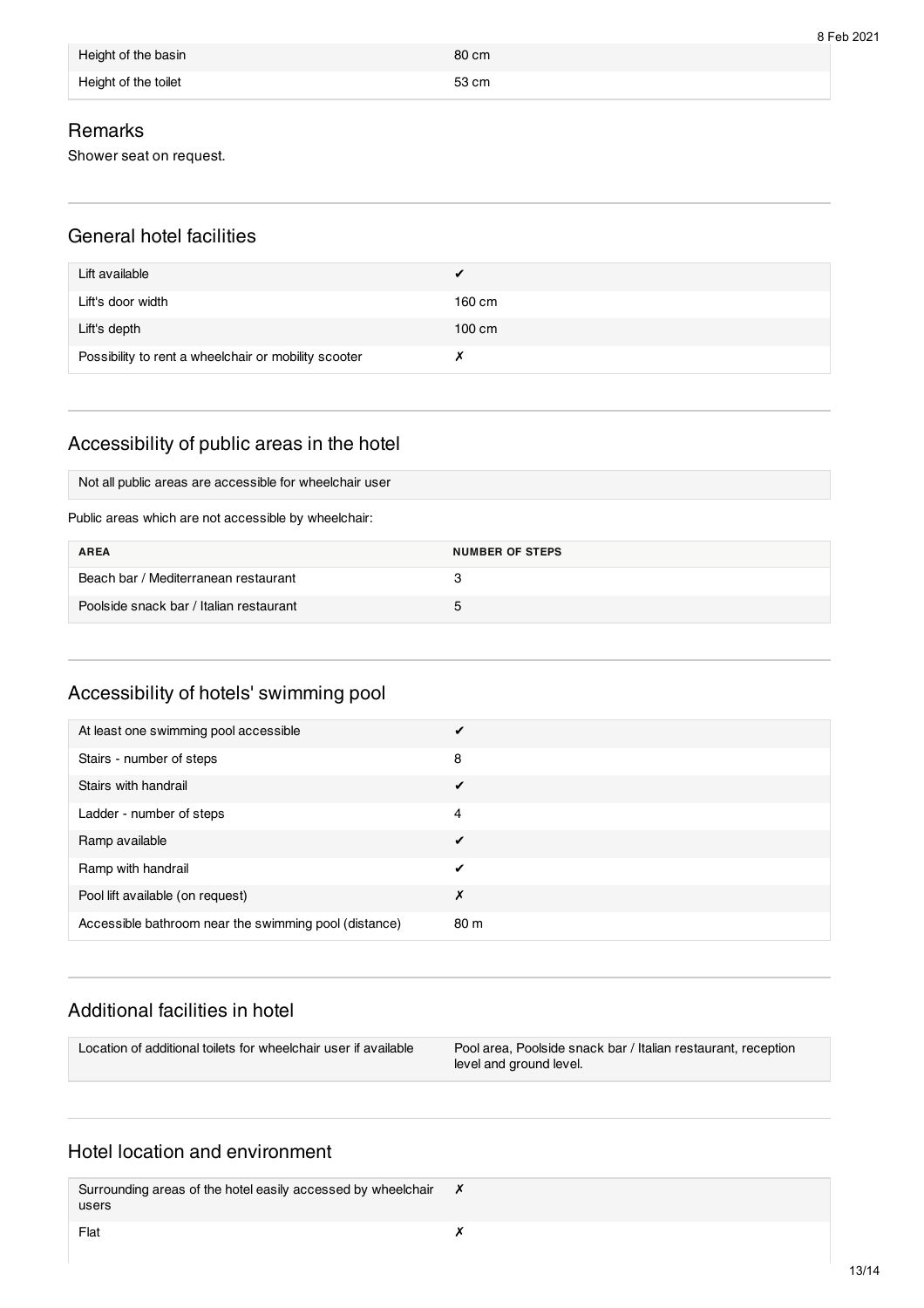| | |
|---|---|
| Height of the basin | 80 cm |
| Height of the toilet | 53 cm |

## Remarks

Shower seat on request.

## General hotel facilities

| | |
|---|---|
| Lift available | ✔ |
| Lift's door width | 160 cm |
| Lift's depth | 100 cm |
| Possibility to rent a wheelchair or mobility scooter | ✗ |

## Accessibility of public areas in the hotel

Not all public areas are accessible for wheelchair user

Public areas which are not accessible by wheelchair:

| AREA | NUMBER OF STEPS |
|---|---|
| Beach bar / Mediterranean restaurant | 3 |
| Poolside snack bar / Italian restaurant | 5 |

## Accessibility of hotels' swimming pool

| | |
|---|---|
| At least one swimming pool accessible | ✔ |
| Stairs - number of steps | 8 |
| Stairs with handrail | ✔ |
| Ladder - number of steps | 4 |
| Ramp available | ✔ |
| Ramp with handrail | ✔ |
| Pool lift available (on request) | ✗ |
| Accessible bathroom near the swimming pool (distance) | 80 m |

## Additional facilities in hotel

| | |
|---|---|
| Location of additional toilets for wheelchair user if available | Pool area, Poolside snack bar / Italian restaurant, reception level and ground level. |

## Hotel location and environment

| | |
|---|---|
| Surrounding areas of the hotel easily accessed by wheelchair users | ✗ |
| Flat | ✗ |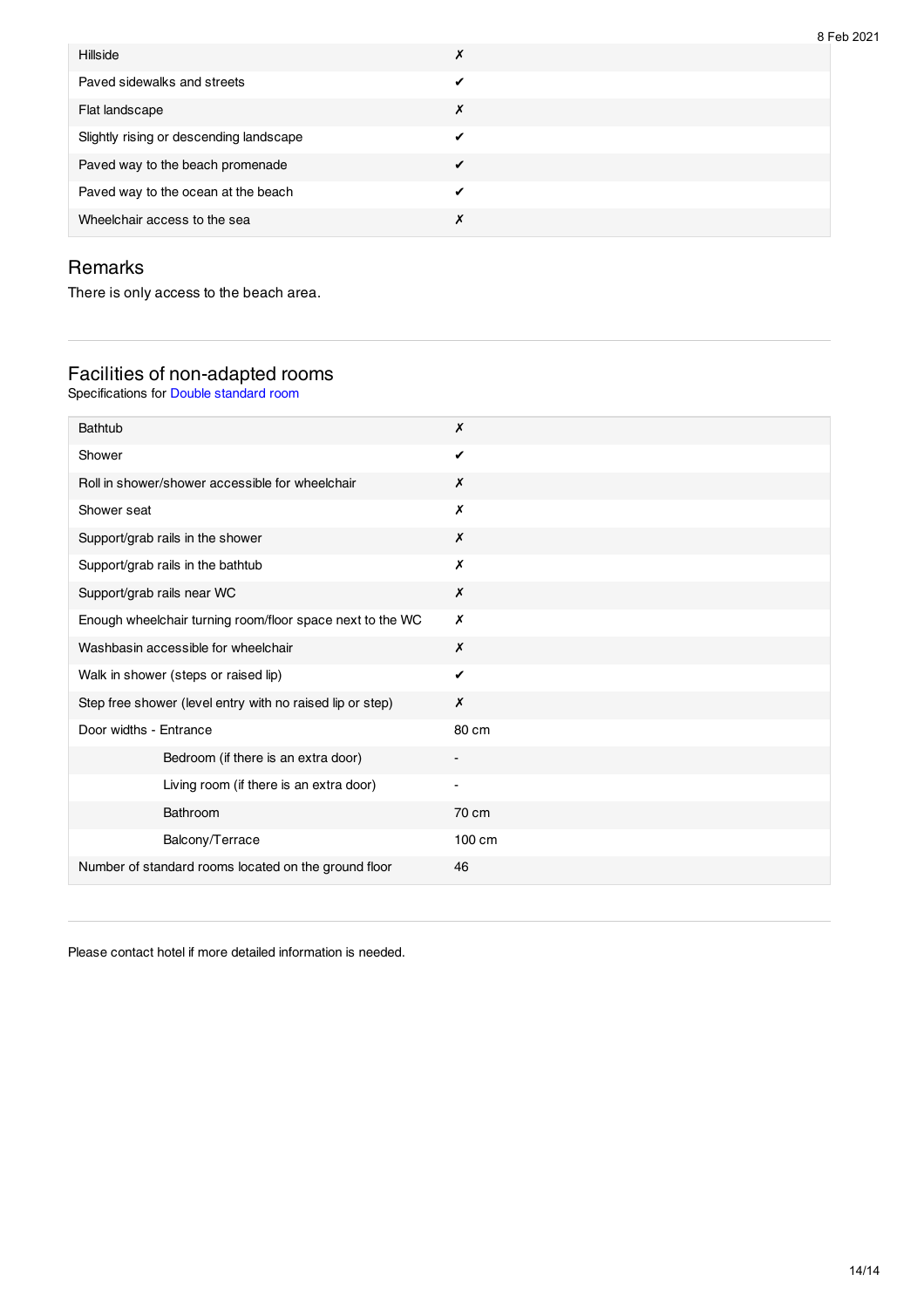| | |
|---|---|
| Hillside | ✗ |
| Paved sidewalks and streets | ✔ |
| Flat landscape | ✗ |
| Slightly rising or descending landscape | ✔ |
| Paved way to the beach promenade | ✔ |
| Paved way to the ocean at the beach | ✔ |
| Wheelchair access to the sea | ✗ |

## Remarks

There is only access to the beach area.

---

## Facilities of non-adapted rooms

Specifications for Double standard room

| | |
|---|---|
| Bathtub | ✗ |
| Shower | ✔ |
| Roll in shower/shower accessible for wheelchair | ✗ |
| Shower seat | ✗ |
| Support/grab rails in the shower | ✗ |
| Support/grab rails in the bathtub | ✗ |
| Support/grab rails near WC | ✗ |
| Enough wheelchair turning room/floor space next to the WC | ✗ |
| Washbasin accessible for wheelchair | ✗ |
| Walk in shower (steps or raised lip) | ✔ |
| Step free shower (level entry with no raised lip or step) | ✗ |
| Door widths - Entrance | 80 cm |
| Bedroom (if there is an extra door) | - |
| Living room (if there is an extra door) | - |
| Bathroom | 70 cm |
| Balcony/Terrace | 100 cm |
| Number of standard rooms located on the ground floor | 46 |

---

Please contact hotel if more detailed information is needed.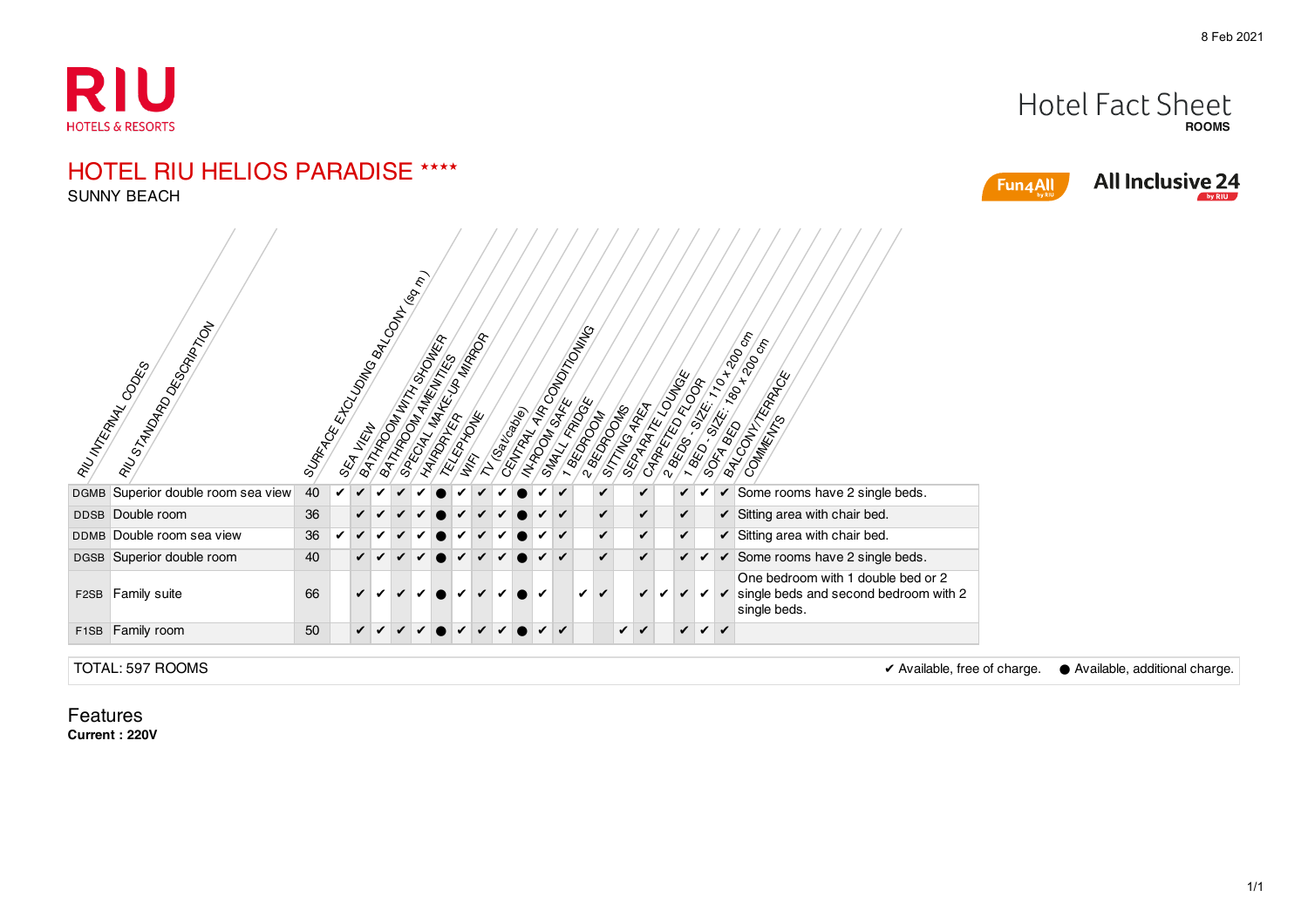# RIU HOTELS & RESORTS

## Hotel Fact Sheet
**ROOMS**

8 Feb 2021

# HOTEL RIU HELIOS PARADISE ****
SUNNY BEACH

Fun4All

All Inclusive 24 by RIU

| RIU INTERNAL CODES | RIU STANDARD DESCRIPTION | SURFACE EXCLUDING BALCONY (sq m) | SEA VIEW | BATHROOM WITH SHOWER | BATHROOM AMENITIES | SPECIAL MAKE-UP MIRROR | HAIRDRYER | TELEPHONE | WIFI | TV (Sat/cable) | CENTRAL AIR CONDITIONING | IN-ROOM SAFE | SMALL FRIDGE | 1 BEDROOM | 2 BEDROOMS | SITTING AREA | SEPARATE LOUNGE | CARPETED FLOOR | 2 BEDS - SIZE: 110 x 200 cm | 1 BED - SIZE: 180 x 200 cm | SOFA BED | BALCONY/TERRACE | COMMENTS |
|---|---|---|---|---|---|---|---|---|---|---|---|---|---|---|---|---|---|---|---|---|---|---|---|
| DGMB | Superior double room sea view | 40 | ✔ | ✔ | ✔ | ✔ | ✔ | ● | ✔ | ✔ | ✔ | ● | ✔ | ✔ | | ✔ | | ✔ | | ✔ | ✔ | ✔ | Some rooms have 2 single beds. |
| DDSB | Double room | 36 | | ✔ | ✔ | ✔ | ✔ | ● | ✔ | ✔ | ✔ | ● | ✔ | ✔ | | ✔ | | ✔ | | ✔ | | ✔ | Sitting area with chair bed. |
| DDMB | Double room sea view | 36 | ✔ | ✔ | ✔ | ✔ | ✔ | ● | ✔ | ✔ | ✔ | ● | ✔ | ✔ | | ✔ | | ✔ | | ✔ | | ✔ | Sitting area with chair bed. |
| DGSB | Superior double room | 40 | | ✔ | ✔ | ✔ | ✔ | ● | ✔ | ✔ | ✔ | ● | ✔ | ✔ | | ✔ | | ✔ | | ✔ | ✔ | ✔ | Some rooms have 2 single beds. |
| F2SB | Family suite | 66 | | ✔ | ✔ | ✔ | ✔ | ● | ✔ | ✔ | ✔ | ● | ✔ | | ✔ | ✔ | | ✔ | ✔ | ✔ | ✔ | ✔ | One bedroom with 1 double bed or 2 single beds and second bedroom with 2 single beds. |
| F1SB | Family room | 50 | | ✔ | ✔ | ✔ | ✔ | ● | ✔ | ✔ | ✔ | ● | ✔ | ✔ | | | ✔ | ✔ | | ✔ | ✔ | ✔ | |

TOTAL: 597 ROOMS

✔ Available, free of charge. ● Available, additional charge.

## Features

**Current : 220V**